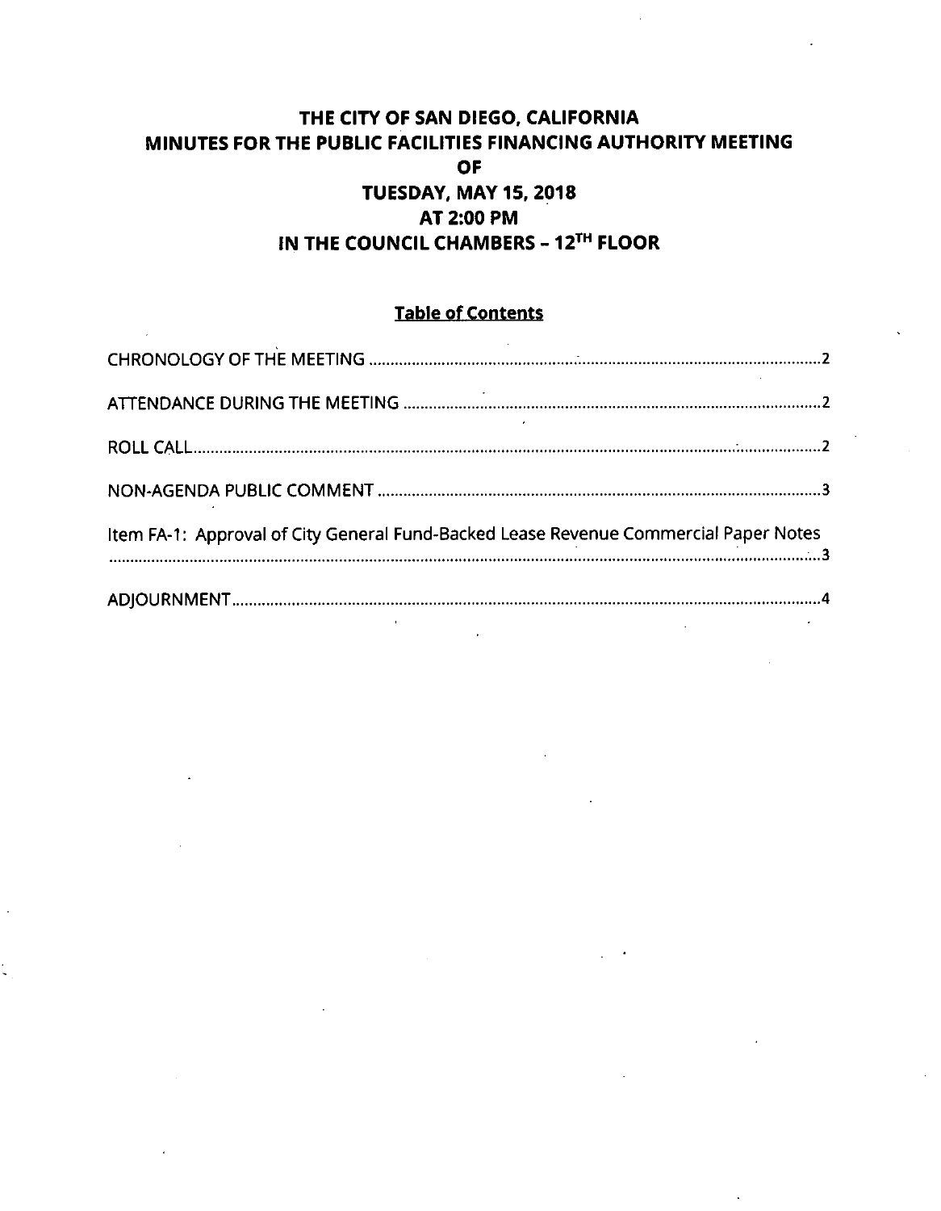# THE CITY OF SAN DIEGO, CALIFORNIA
# MINUTES FOR THE PUBLIC FACILITIES FINANCING AUTHORITY MEETING
# OF
# TUESDAY, MAY 15, 2018
# AT 2:00 PM
# IN THE COUNCIL CHAMBERS – 12TH FLOOR

## Table of Contents

CHRONOLOGY OF THE MEETING ........................................................................................................ 2

ATTENDANCE DURING THE MEETING ............................................................................................... 2

ROLL CALL................................................................................................................................................. 2

NON-AGENDA PUBLIC COMMENT ...................................................................................................... 3

Item FA-1: Approval of City General Fund-Backed Lease Revenue Commercial Paper Notes
........................................................................................................................................................................ 3

ADJOURNMENT......................................................................................................................................... 4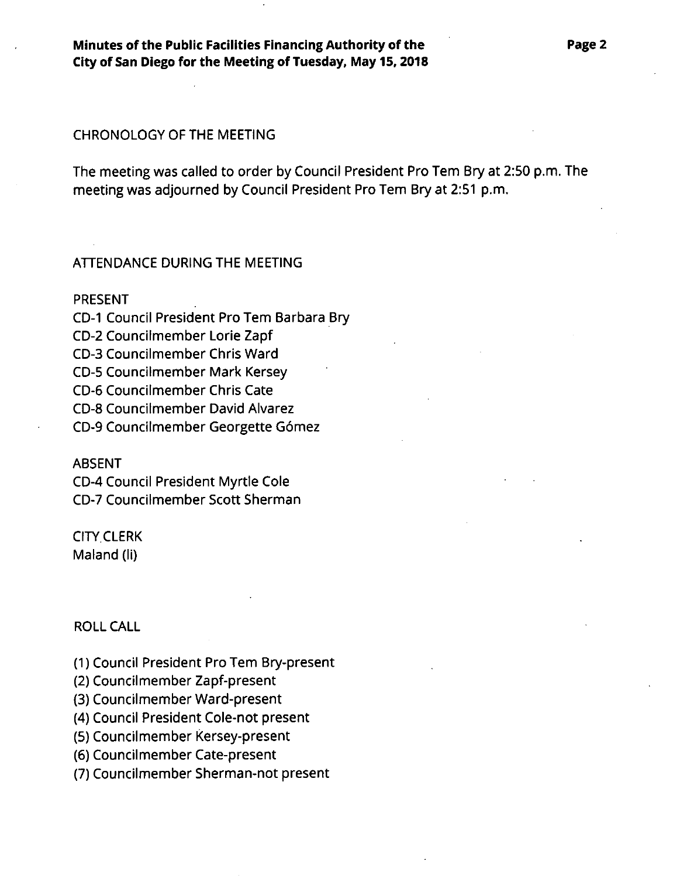## CHRONOLOGY OF THE MEETING

The meeting was called to order by Council President Pro Tem Bry at 2:50 p.m. The meeting was adjourned by Council President Pro Tem Bry at 2:51 p.m.

## ATTENDANCE DURING THE MEETING

PRESENT

CD-1 Council President Pro Tem Barbara Bry
CD-2 Councilmember Lorie Zapf
CD-3 Councilmember Chris Ward
CD-5 Councilmember Mark Kersey
CD-6 Councilmember Chris Cate
CD-8 Councilmember David Alvarez
CD-9 Councilmember Georgette Gómez

ABSENT

CD-4 Council President Myrtle Cole
CD-7 Councilmember Scott Sherman

CITY CLERK
Maland (li)

## ROLL CALL

(1) Council President Pro Tem Bry-present
(2) Councilmember Zapf-present
(3) Councilmember Ward-present
(4) Council President Cole-not present
(5) Councilmember Kersey-present
(6) Councilmember Cate-present
(7) Councilmember Sherman-not present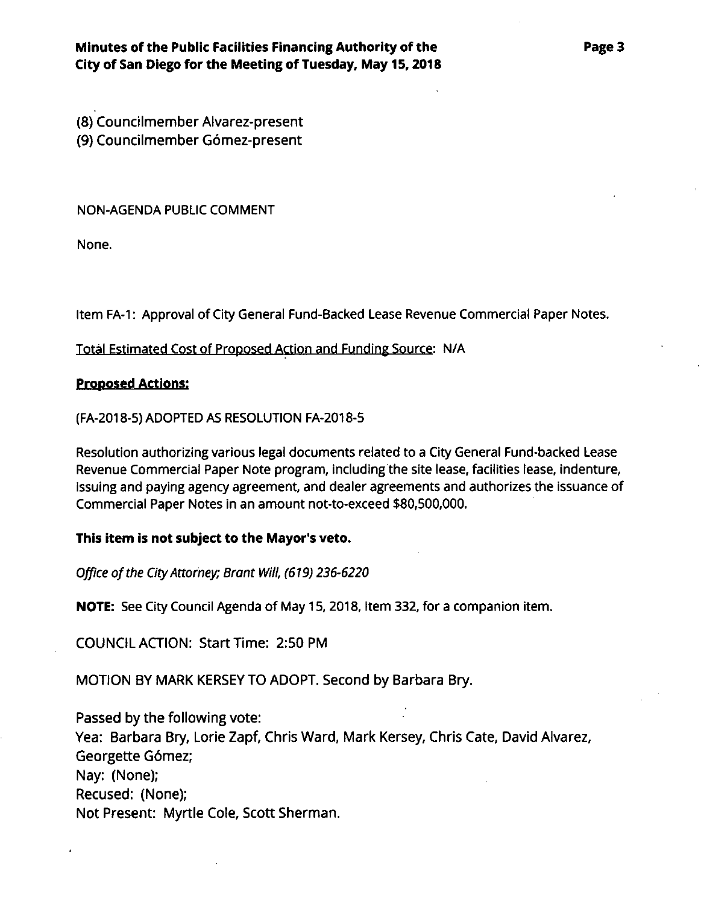(8) Councilmember Alvarez-present
(9) Councilmember Gómez-present

NON-AGENDA PUBLIC COMMENT

None.

Item FA-1: Approval of City General Fund-Backed Lease Revenue Commercial Paper Notes.

Total Estimated Cost of Proposed Action and Funding Source: N/A

**Proposed Actions:**

(FA-2018-5) ADOPTED AS RESOLUTION FA-2018-5

Resolution authorizing various legal documents related to a City General Fund-backed Lease Revenue Commercial Paper Note program, including the site lease, facilities lease, indenture, issuing and paying agency agreement, and dealer agreements and authorizes the issuance of Commercial Paper Notes in an amount not-to-exceed $80,500,000.

**This item is not subject to the Mayor's veto.**

*Office of the City Attorney; Brant Will, (619) 236-6220*

**NOTE:** See City Council Agenda of May 15, 2018, Item 332, for a companion item.

COUNCIL ACTION: Start Time: 2:50 PM

MOTION BY MARK KERSEY TO ADOPT. Second by Barbara Bry.

Passed by the following vote:
Yea: Barbara Bry, Lorie Zapf, Chris Ward, Mark Kersey, Chris Cate, David Alvarez, Georgette Gómez;
Nay: (None);
Recused: (None);
Not Present: Myrtle Cole, Scott Sherman.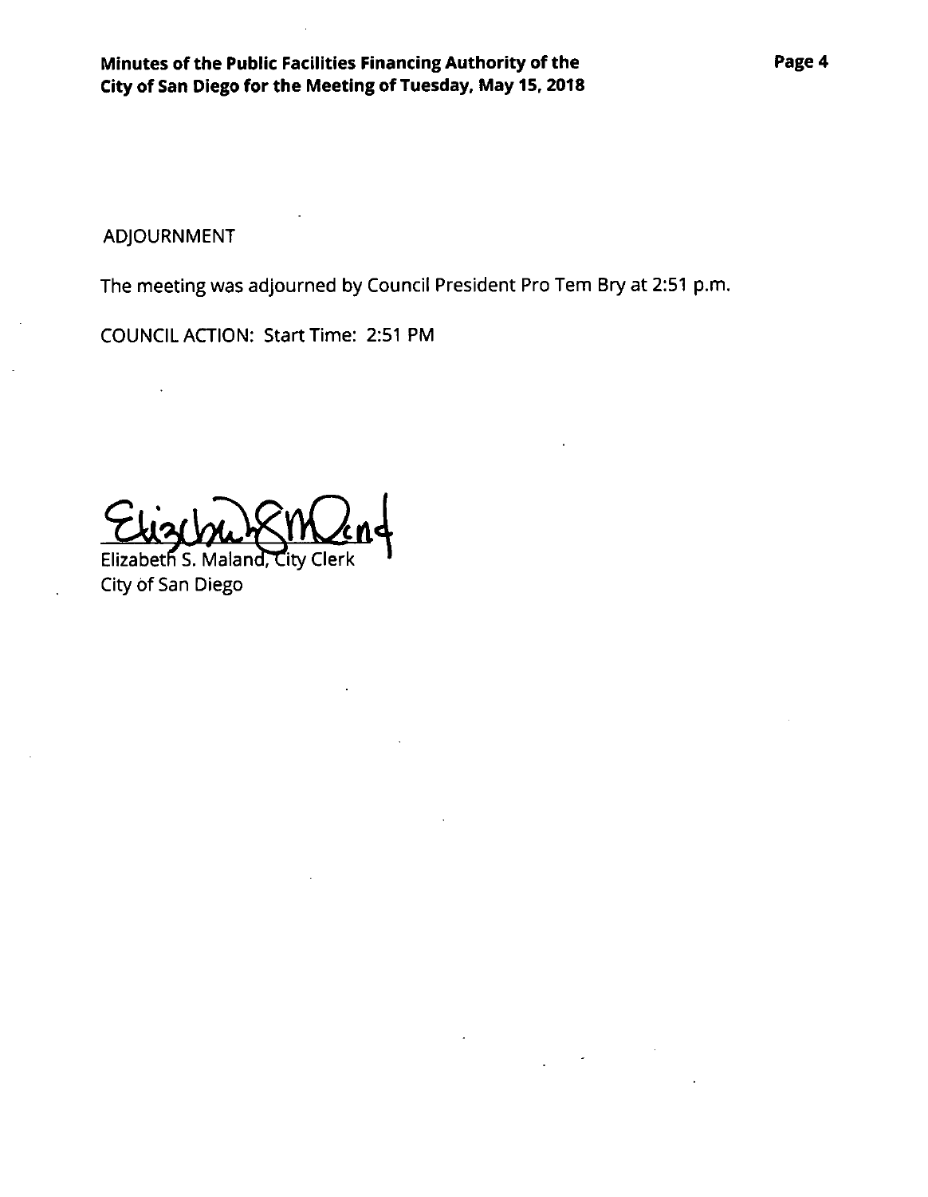ADJOURNMENT

The meeting was adjourned by Council President Pro Tem Bry at 2:51 p.m.

COUNCIL ACTION: Start Time: 2:51 PM

Elizabeth S. Maland, City Clerk
City of San Diego